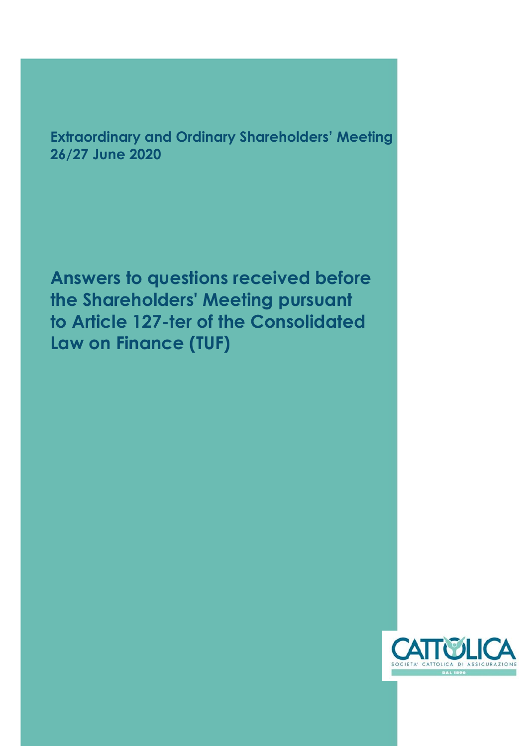**Extraordinary and Ordinary Shareholders' Meeting 26/27 June 2020**

# Answers to questions received before the Shareholders' Meeting pursuant to Article 127-ter of the Consolidated Law on Finance (TUF)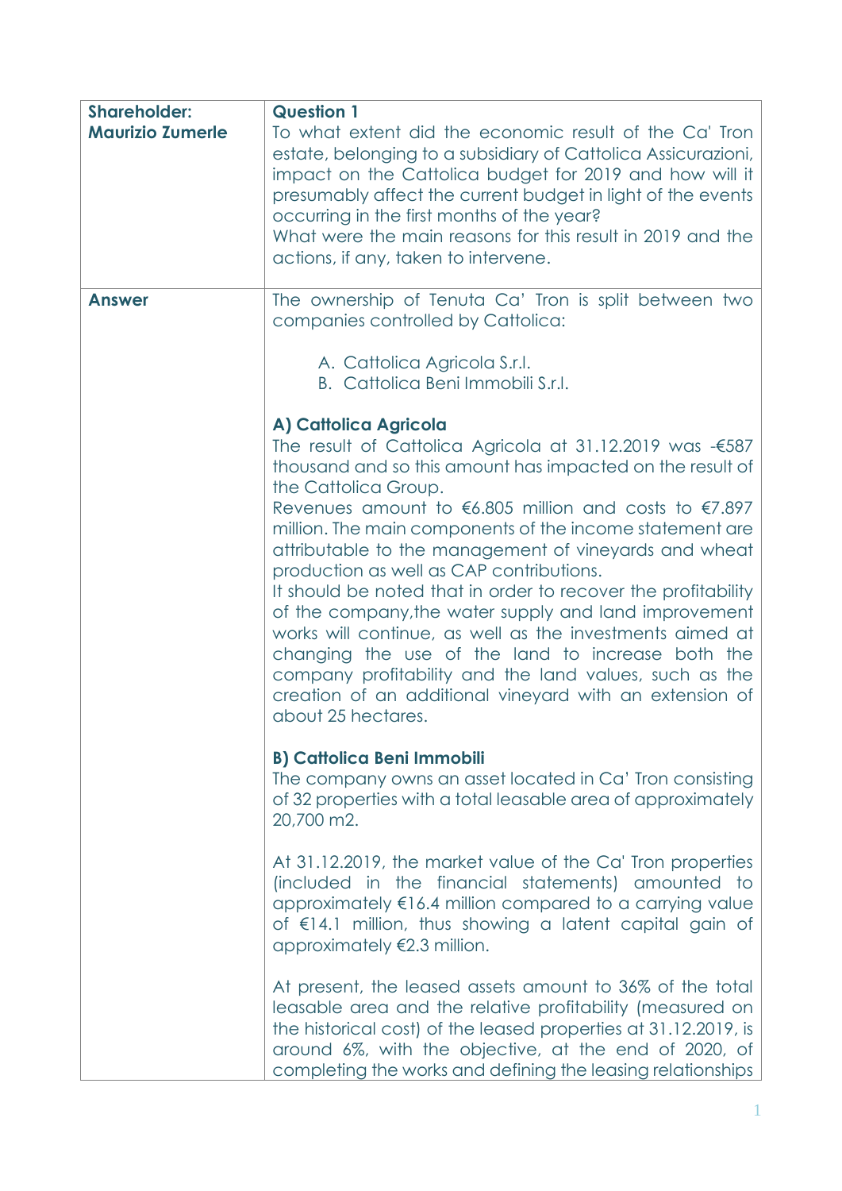| Shareholder: Maurizio Zumerle | **Question 1**<br>To what extent did the economic result of the Ca' Tron estate, belonging to a subsidiary of Cattolica Assicurazioni, impact on the Cattolica budget for 2019 and how will it presumably affect the current budget in light of the events occurring in the first months of the year?<br>What were the main reasons for this result in 2019 and the actions, if any, taken to intervene. |
|---|---|
| **Answer** | The ownership of Tenuta Ca' Tron is split between two companies controlled by Cattolica:<br><br>A. Cattolica Agricola S.r.l.<br>B. Cattolica Beni Immobili S.r.l.<br><br>**A) Cattolica Agricola**<br>The result of Cattolica Agricola at 31.12.2019 was -€587 thousand and so this amount has impacted on the result of the Cattolica Group.<br>Revenues amount to €6.805 million and costs to €7.897 million. The main components of the income statement are attributable to the management of vineyards and wheat production as well as CAP contributions.<br>It should be noted that in order to recover the profitability of the company,the water supply and land improvement works will continue, as well as the investments aimed at changing the use of the land to increase both the company profitability and the land values, such as the creation of an additional vineyard with an extension of about 25 hectares.<br><br>**B) Cattolica Beni Immobili**<br>The company owns an asset located in Ca' Tron consisting of 32 properties with a total leasable area of approximately 20,700 m2.<br><br>At 31.12.2019, the market value of the Ca' Tron properties (included in the financial statements) amounted to approximately €16.4 million compared to a carrying value of €14.1 million, thus showing a latent capital gain of approximately €2.3 million.<br><br>At present, the leased assets amount to 36% of the total leasable area and the relative profitability (measured on the historical cost) of the leased properties at 31.12.2019, is around 6%, with the objective, at the end of 2020, of completing the works and defining the leasing relationships |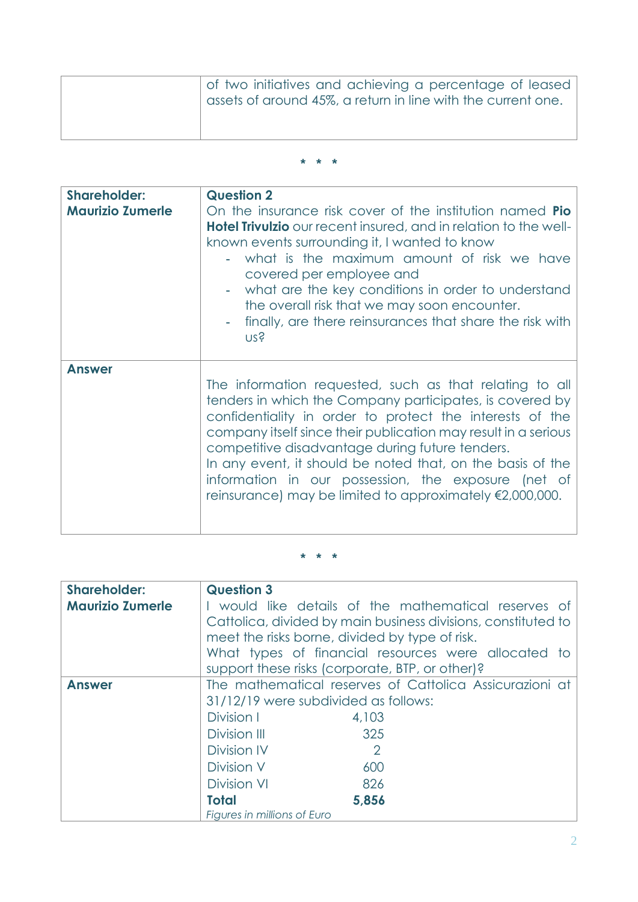| | of two initiatives and achieving a percentage of leased assets of around 45%, a return in line with the current one. |
|---|---|

\* \* \*

| **Shareholder: Maurizio Zumerle** | **Question 2**<br>On the insurance risk cover of the institution named **Pio Hotel Trivulzio** our recent insured, and in relation to the well-known events surrounding it, I wanted to know<br>- what is the maximum amount of risk we have covered per employee and<br>- what are the key conditions in order to understand the overall risk that we may soon encounter.<br>- finally, are there reinsurances that share the risk with us? |
|---|---|
| **Answer** | The information requested, such as that relating to all tenders in which the Company participates, is covered by confidentiality in order to protect the interests of the company itself since their publication may result in a serious competitive disadvantage during future tenders.<br>In any event, it should be noted that, on the basis of the information in our possession, the exposure (net of reinsurance) may be limited to approximately €2,000,000. |

\* \* \*

| **Shareholder: Maurizio Zumerle** | **Question 3**<br>I would like details of the mathematical reserves of Cattolica, divided by main business divisions, constituted to meet the risks borne, divided by type of risk.<br>What types of financial resources were allocated to support these risks (corporate, BTP, or other)? |
|---|---|
| **Answer** | The mathematical reserves of Cattolica Assicurazioni at 31/12/19 were subdivided as follows:<br>Division I 4,103<br>Division III 325<br>Division IV 2<br>Division V 600<br>Division VI 826<br>**Total** **5,856**<br>*Figures in millions of Euro* |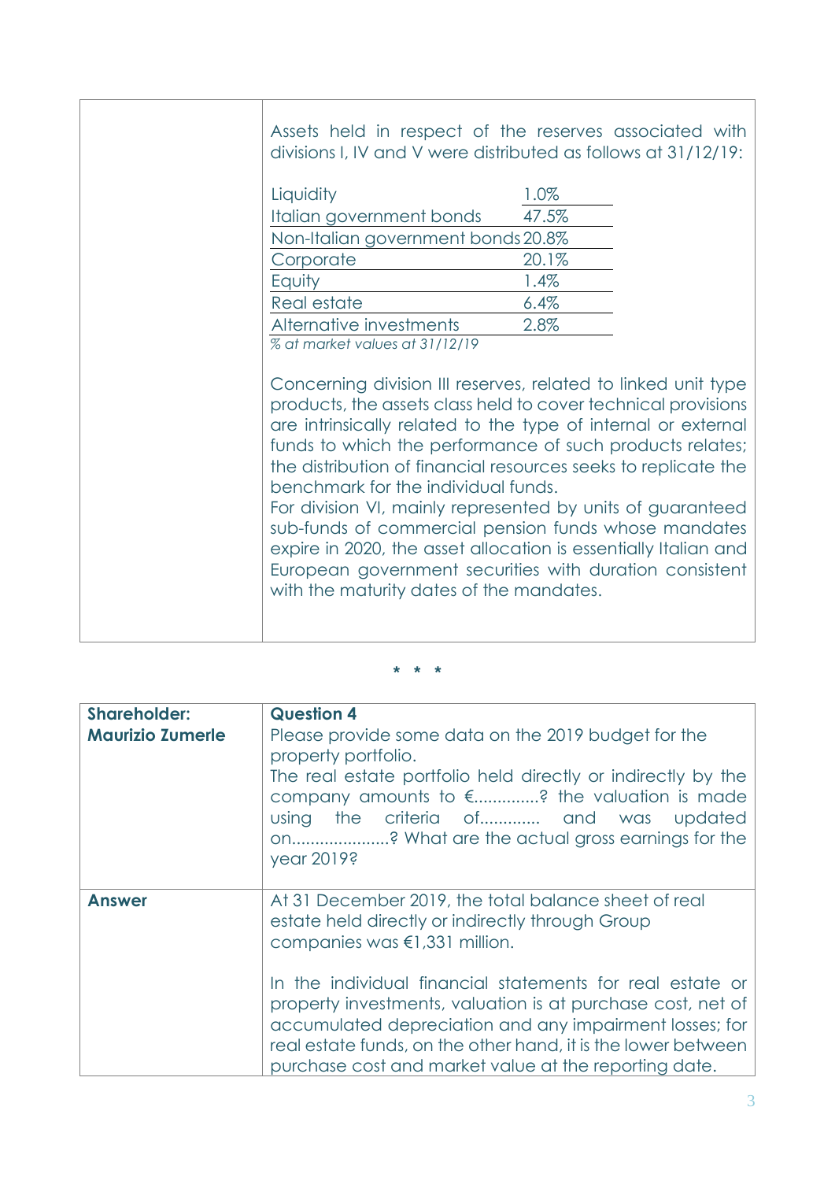Assets held in respect of the reserves associated with divisions I, IV and V were distributed as follows at 31/12/19:

| | |
|---|---|
| Liquidity | 1.0% |
| Italian government bonds | 47.5% |
| Non-Italian government bonds | 20.8% |
| Corporate | 20.1% |
| Equity | 1.4% |
| Real estate | 6.4% |
| Alternative investments | 2.8% |

*% at market values at 31/12/19*

Concerning division III reserves, related to linked unit type products, the assets class held to cover technical provisions are intrinsically related to the type of internal or external funds to which the performance of such products relates; the distribution of financial resources seeks to replicate the benchmark for the individual funds.
For division VI, mainly represented by units of guaranteed sub-funds of commercial pension funds whose mandates expire in 2020, the asset allocation is essentially Italian and European government securities with duration consistent with the maturity dates of the mandates.

\* \* \*

| **Shareholder: Maurizio Zumerle** | **Question 4**<br>Please provide some data on the 2019 budget for the property portfolio.<br>The real estate portfolio held directly or indirectly by the company amounts to €.............? the valuation is made using the criteria of............ and was updated on....................? What are the actual gross earnings for the year 2019? |
|---|---|
| **Answer** | At 31 December 2019, the total balance sheet of real estate held directly or indirectly through Group companies was €1,331 million.<br><br>In the individual financial statements for real estate or property investments, valuation is at purchase cost, net of accumulated depreciation and any impairment losses; for real estate funds, on the other hand, it is the lower between purchase cost and market value at the reporting date. |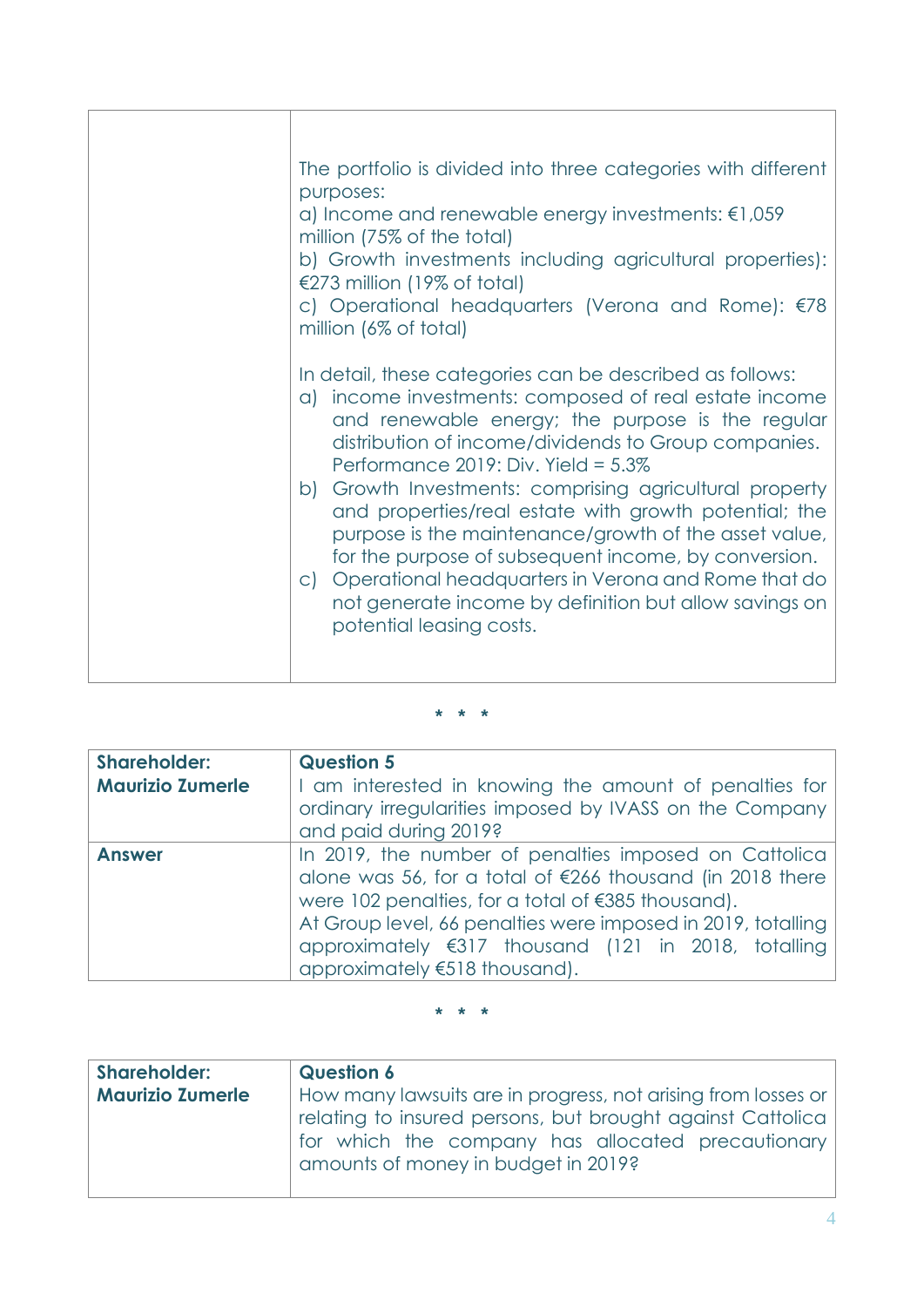| | |
|---|---|
| | The portfolio is divided into three categories with different purposes:<br>a) Income and renewable energy investments: €1,059 million (75% of the total)<br>b) Growth investments including agricultural properties): €273 million (19% of total)<br>c) Operational headquarters (Verona and Rome): €78 million (6% of total)<br><br>In detail, these categories can be described as follows:<br>a) income investments: composed of real estate income and renewable energy; the purpose is the regular distribution of income/dividends to Group companies. Performance 2019: Div. Yield = 5.3%<br>b) Growth Investments: comprising agricultural property and properties/real estate with growth potential; the purpose is the maintenance/growth of the asset value, for the purpose of subsequent income, by conversion.<br>c) Operational headquarters in Verona and Rome that do not generate income by definition but allow savings on potential leasing costs. |

\* \* \*

| **Shareholder: Maurizio Zumerle** | **Question 5**<br>I am interested in knowing the amount of penalties for ordinary irregularities imposed by IVASS on the Company and paid during 2019? |
|---|---|
| **Answer** | In 2019, the number of penalties imposed on Cattolica alone was 56, for a total of €266 thousand (in 2018 there were 102 penalties, for a total of €385 thousand).<br>At Group level, 66 penalties were imposed in 2019, totalling approximately €317 thousand (121 in 2018, totalling approximately €518 thousand). |

\* \* \*

| **Shareholder: Maurizio Zumerle** | **Question 6**<br>How many lawsuits are in progress, not arising from losses or relating to insured persons, but brought against Cattolica for which the company has allocated precautionary amounts of money in budget in 2019? |
|---|---|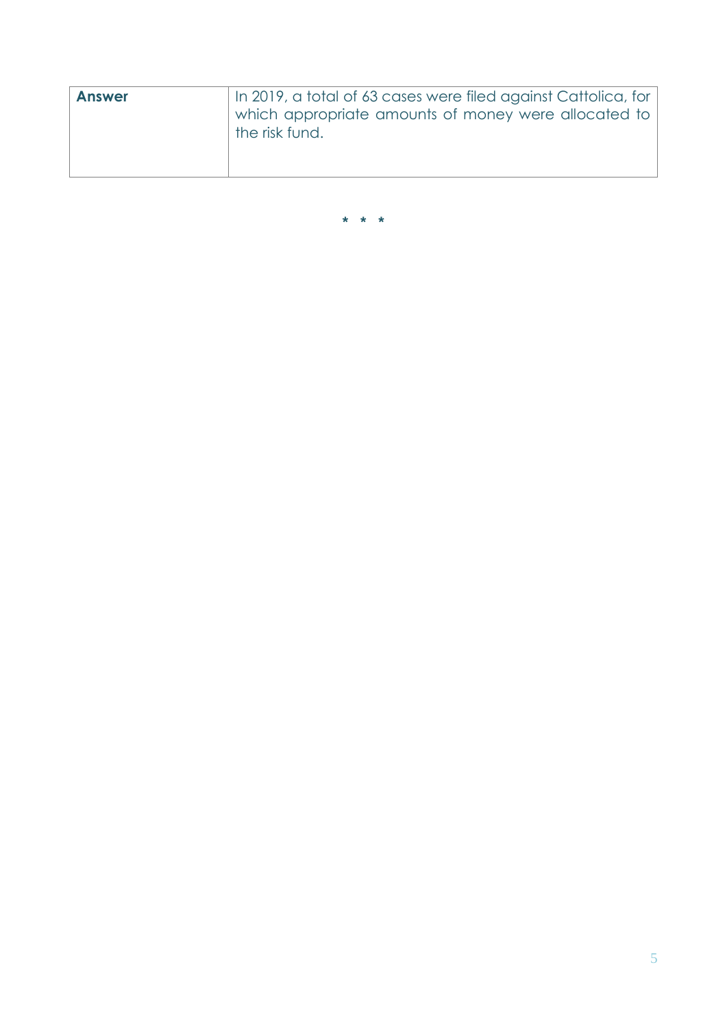| | |
|---|---|
| **Answer** | In 2019, a total of 63 cases were filed against Cattolica, for which appropriate amounts of money were allocated to the risk fund. |

\* \* \*